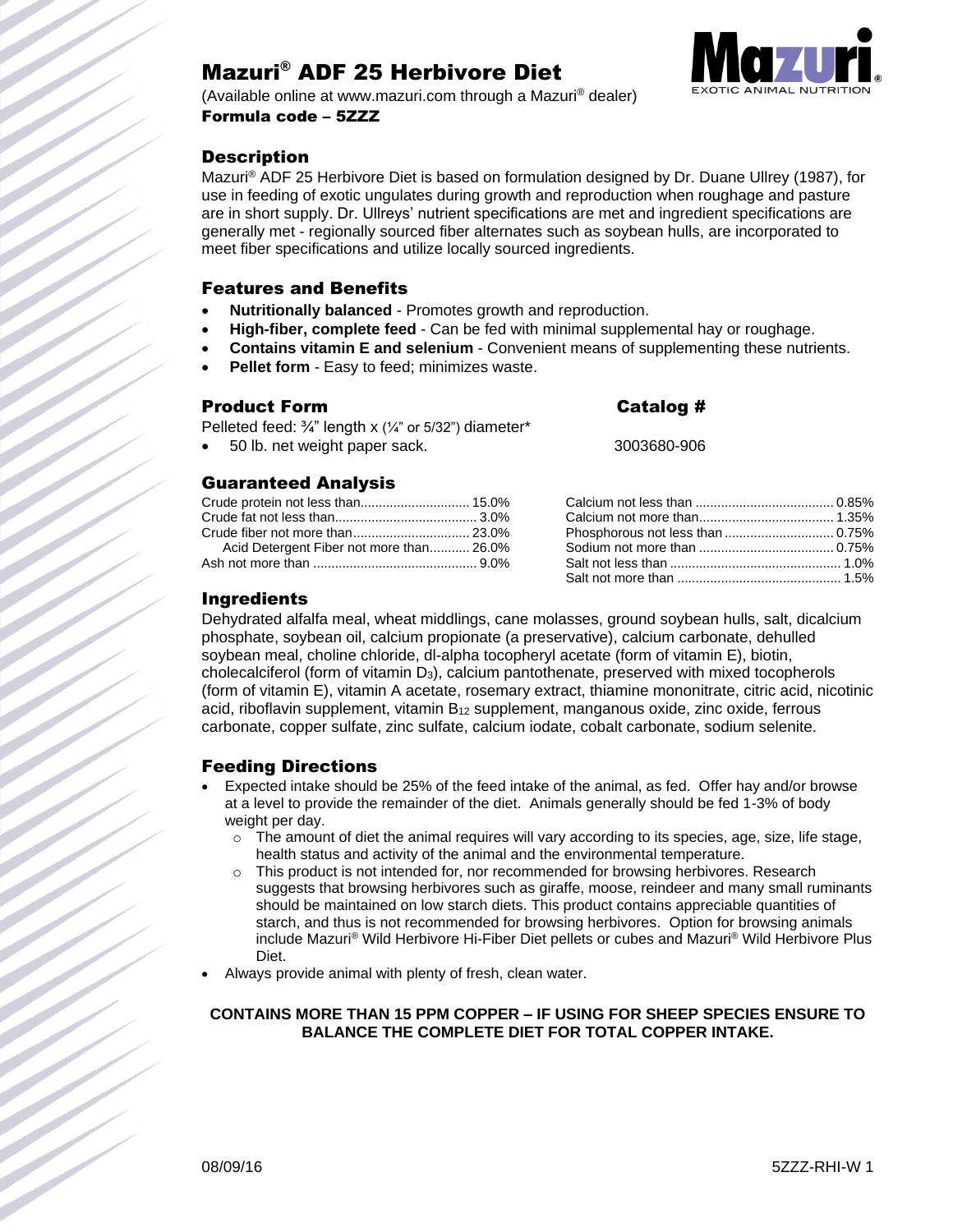# Mazuri® ADF 25 Herbivore Diet

(Available online at www.mazuri.com through a Mazuri® dealer)

**Formula code – 5ZZZ**

## Description

Mazuri® ADF 25 Herbivore Diet is based on formulation designed by Dr. Duane Ullrey (1987), for use in feeding of exotic ungulates during growth and reproduction when roughage and pasture are in short supply. Dr. Ullreys' nutrient specifications are met and ingredient specifications are generally met - regionally sourced fiber alternates such as soybean hulls, are incorporated to meet fiber specifications and utilize locally sourced ingredients.

## Features and Benefits

- **Nutritionally balanced** - Promotes growth and reproduction.
- **High-fiber, complete feed** - Can be fed with minimal supplemental hay or roughage.
- **Contains vitamin E and selenium** - Convenient means of supplementing these nutrients.
- **Pellet form** - Easy to feed; minimizes waste.

## Product Form

| Product Form | Catalog # |
|---|---|
| Pelleted feed: ¾" length x (¼" or 5/32") diameter* | |
| • 50 lb. net weight paper sack. | 3003680-906 |

## Guaranteed Analysis

| | |
|---|---|
| Crude protein not less than | 15.0% |
| Crude fat not less than | 3.0% |
| Crude fiber not more than | 23.0% |
| Acid Detergent Fiber not more than | 26.0% |
| Ash not more than | 9.0% |
| Calcium not less than | 0.85% |
| Calcium not more than | 1.35% |
| Phosphorous not less than | 0.75% |
| Sodium not more than | 0.75% |
| Salt not less than | 1.0% |
| Salt not more than | 1.5% |

## Ingredients

Dehydrated alfalfa meal, wheat middlings, cane molasses, ground soybean hulls, salt, dicalcium phosphate, soybean oil, calcium propionate (a preservative), calcium carbonate, dehulled soybean meal, choline chloride, dl-alpha tocopheryl acetate (form of vitamin E), biotin, cholecalciferol (form of vitamin $D_3$), calcium pantothenate, preserved with mixed tocopherols (form of vitamin E), vitamin A acetate, rosemary extract, thiamine mononitrate, citric acid, nicotinic acid, riboflavin supplement, vitamin $B_{12}$ supplement, manganous oxide, zinc oxide, ferrous carbonate, copper sulfate, zinc sulfate, calcium iodate, cobalt carbonate, sodium selenite.

## Feeding Directions

- Expected intake should be 25% of the feed intake of the animal, as fed. Offer hay and/or browse at a level to provide the remainder of the diet. Animals generally should be fed 1-3% of body weight per day.
  - The amount of diet the animal requires will vary according to its species, age, size, life stage, health status and activity of the animal and the environmental temperature.
  - This product is not intended for, nor recommended for browsing herbivores. Research suggests that browsing herbivores such as giraffe, moose, reindeer and many small ruminants should be maintained on low starch diets. This product contains appreciable quantities of starch, and thus is not recommended for browsing herbivores. Option for browsing animals include Mazuri® Wild Herbivore Hi-Fiber Diet pellets or cubes and Mazuri® Wild Herbivore Plus Diet.
- Always provide animal with plenty of fresh, clean water.

**CONTAINS MORE THAN 15 PPM COPPER – IF USING FOR SHEEP SPECIES ENSURE TO BALANCE THE COMPLETE DIET FOR TOTAL COPPER INTAKE.**

08/09/16 5ZZZ-RHI-W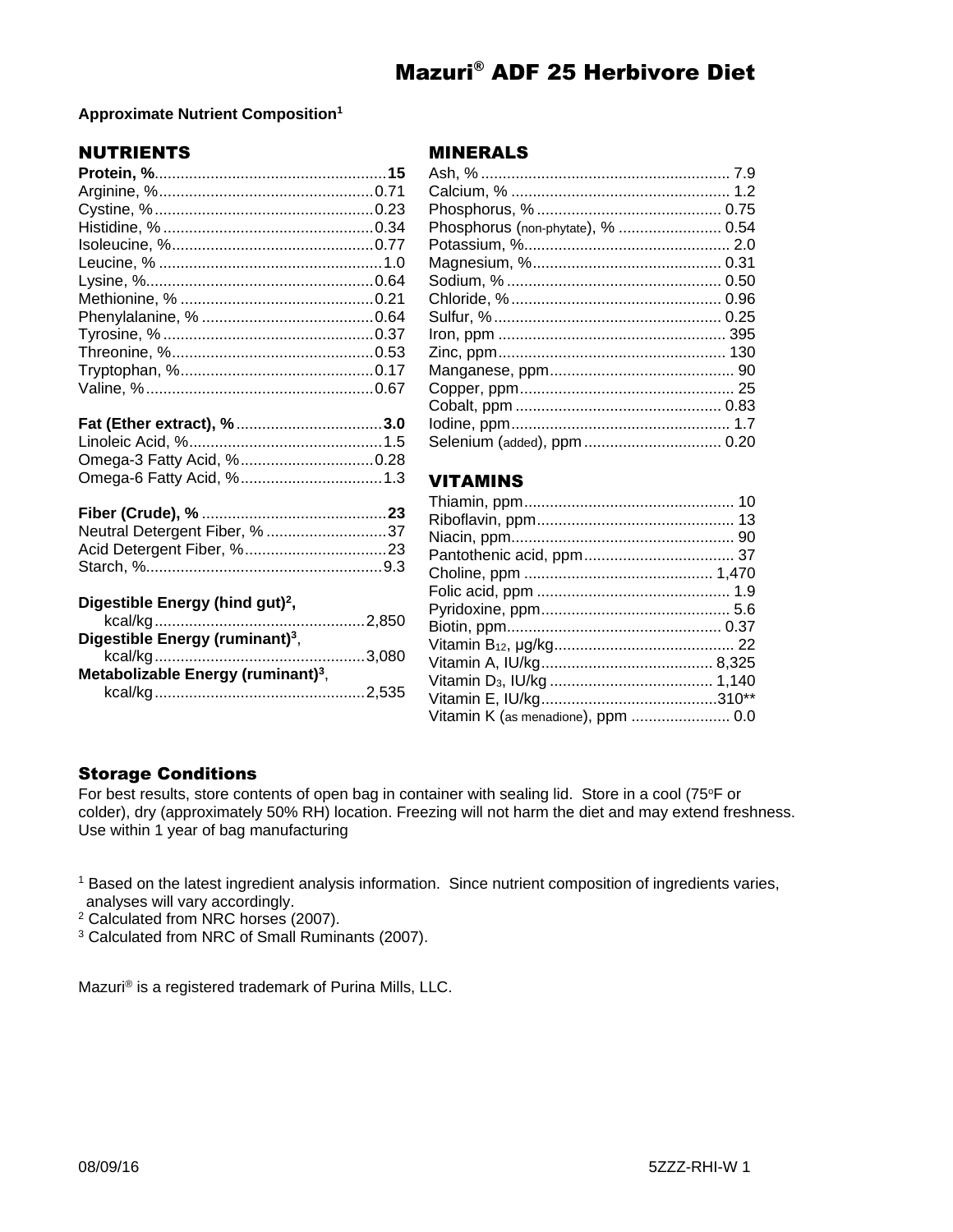# Mazuri® ADF 25 Herbivore Diet

**Approximate Nutrient Composition**[1]

## NUTRIENTS

| | |
|---|---|
| **Protein, %** | **15** |
| Arginine, % | 0.71 |
| Cystine, % | 0.23 |
| Histidine, % | 0.34 |
| Isoleucine, % | 0.77 |
| Leucine, % | 1.0 |
| Lysine, % | 0.64 |
| Methionine, % | 0.21 |
| Phenylalanine, % | 0.64 |
| Tyrosine, % | 0.37 |
| Threonine, % | 0.53 |
| Tryptophan, % | 0.17 |
| Valine, % | 0.67 |
| **Fat (Ether extract), %** | **3.0** |
| Linoleic Acid, % | 1.5 |
| Omega-3 Fatty Acid, % | 0.28 |
| Omega-6 Fatty Acid, % | 1.3 |
| **Fiber (Crude), %** | **23** |
| Neutral Detergent Fiber, % | 37 |
| Acid Detergent Fiber, % | 23 |
| Starch, % | 9.3 |
| **Digestible Energy (hind gut)**[2], kcal/kg | 2,850 |
| **Digestible Energy (ruminant)**[3], kcal/kg | 3,080 |
| **Metabolizable Energy (ruminant)**[3], kcal/kg | 2,535 |

## MINERALS

| | |
|---|---|
| Ash, % | 7.9 |
| Calcium, % | 1.2 |
| Phosphorus, % | 0.75 |
| Phosphorus (non-phytate), % | 0.54 |
| Potassium, % | 2.0 |
| Magnesium, % | 0.31 |
| Sodium, % | 0.50 |
| Chloride, % | 0.96 |
| Sulfur, % | 0.25 |
| Iron, ppm | 395 |
| Zinc, ppm | 130 |
| Manganese, ppm | 90 |
| Copper, ppm | 25 |
| Cobalt, ppm | 0.83 |
| Iodine, ppm | 1.7 |
| Selenium (added), ppm | 0.20 |

## VITAMINS

| | |
|---|---|
| Thiamin, ppm | 10 |
| Riboflavin, ppm | 13 |
| Niacin, ppm | 90 |
| Pantothenic acid, ppm | 37 |
| Choline, ppm | 1,470 |
| Folic acid, ppm | 1.9 |
| Pyridoxine, ppm | 5.6 |
| Biotin, ppm | 0.37 |
| Vitamin $B_{12}$, µg/kg | 22 |
| Vitamin A, IU/kg | 8,325 |
| Vitamin $D_3$, IU/kg | 1,140 |
| Vitamin E, IU/kg | 310** |
| Vitamin K (as menadione), ppm | 0.0 |

## Storage Conditions

For best results, store contents of open bag in container with sealing lid. Store in a cool (75°F or colder), dry (approximately 50% RH) location. Freezing will not harm the diet and may extend freshness. Use within 1 year of bag manufacturing

[1] Based on the latest ingredient analysis information. Since nutrient composition of ingredients varies, analyses will vary accordingly.
[2] Calculated from NRC horses (2007).
[3] Calculated from NRC of Small Ruminants (2007).

Mazuri® is a registered trademark of Purina Mills, LLC.

08/09/16 5ZZZ-RHI-W 1